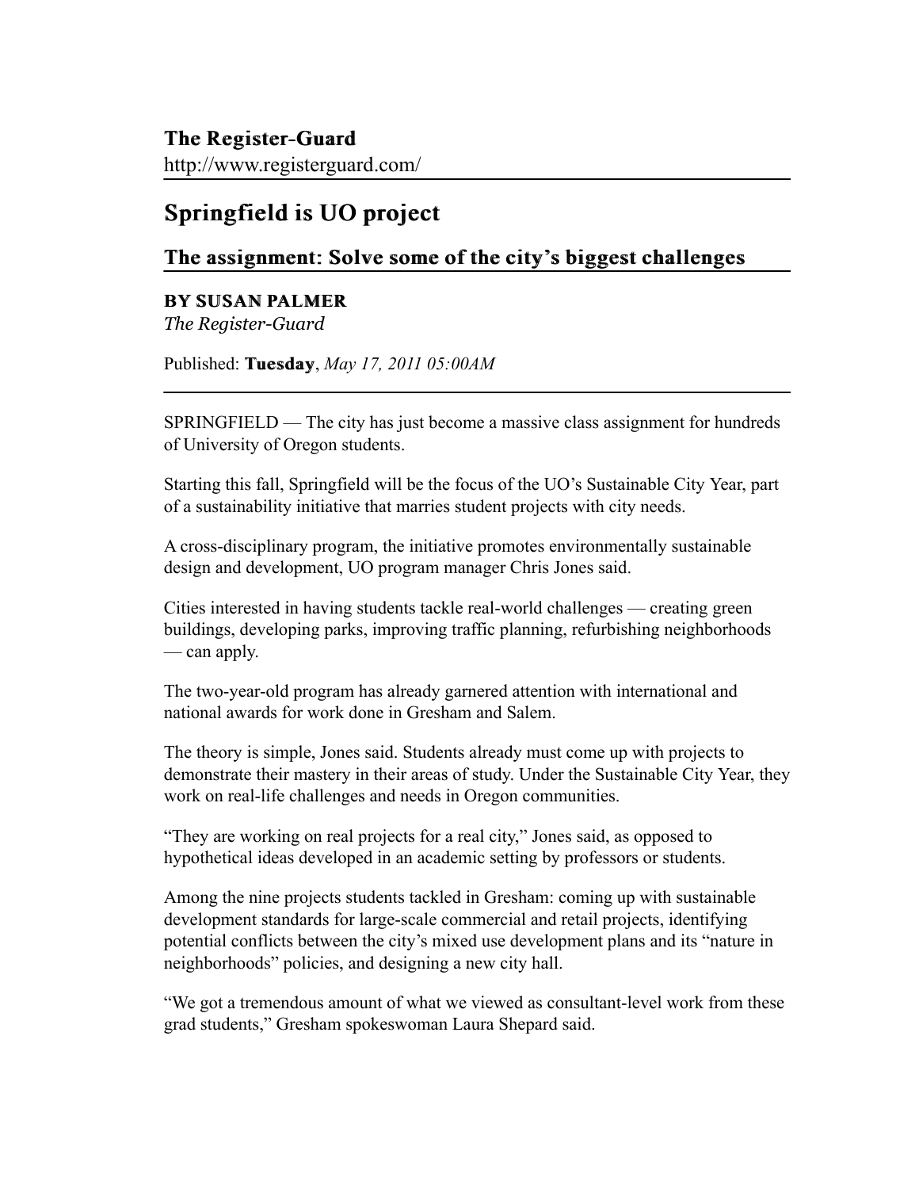**The Register-Guard**
http://www.registerguard.com/

# Springfield is UO project

## The assignment: Solve some of the city's biggest challenges

**BY SUSAN PALMER**
*The Register-Guard*

Published: **Tuesday**, *May 17, 2011 05:00AM*

---

SPRINGFIELD — The city has just become a massive class assignment for hundreds of University of Oregon students.

Starting this fall, Springfield will be the focus of the UO's Sustainable City Year, part of a sustainability initiative that marries student projects with city needs.

A cross-disciplinary program, the initiative promotes environmentally sustainable design and development, UO program manager Chris Jones said.

Cities interested in having students tackle real-world challenges — creating green buildings, developing parks, improving traffic planning, refurbishing neighborhoods — can apply.

The two-year-old program has already garnered attention with international and national awards for work done in Gresham and Salem.

The theory is simple, Jones said. Students already must come up with projects to demonstrate their mastery in their areas of study. Under the Sustainable City Year, they work on real-life challenges and needs in Oregon communities.

"They are working on real projects for a real city," Jones said, as opposed to hypothetical ideas developed in an academic setting by professors or students.

Among the nine projects students tackled in Gresham: coming up with sustainable development standards for large-scale commercial and retail projects, identifying potential conflicts between the city's mixed use development plans and its "nature in neighborhoods" policies, and designing a new city hall.

"We got a tremendous amount of what we viewed as consultant-level work from these grad students," Gresham spokeswoman Laura Shepard said.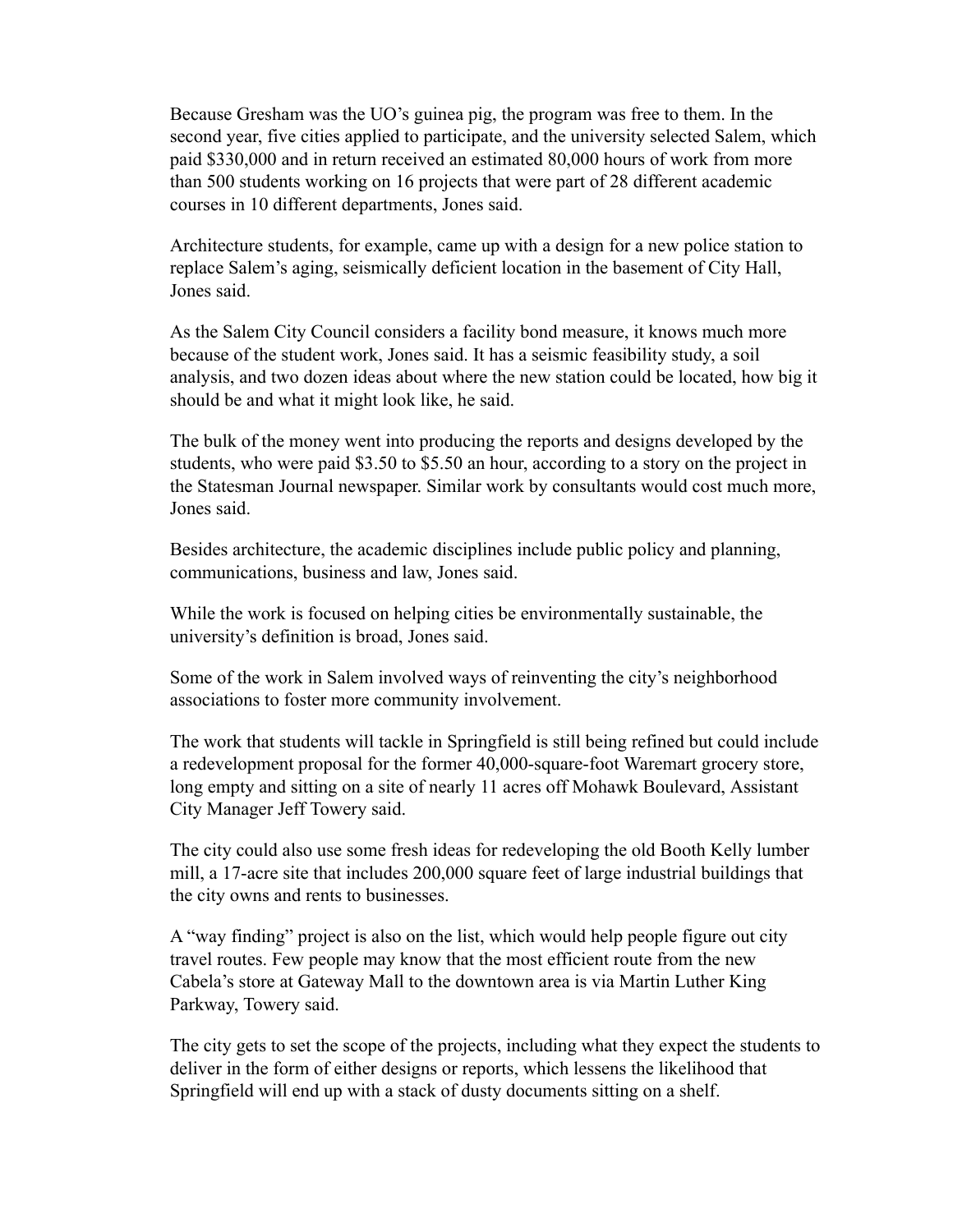Because Gresham was the UO's guinea pig, the program was free to them. In the second year, five cities applied to participate, and the university selected Salem, which paid $330,000 and in return received an estimated 80,000 hours of work from more than 500 students working on 16 projects that were part of 28 different academic courses in 10 different departments, Jones said.

Architecture students, for example, came up with a design for a new police station to replace Salem's aging, seismically deficient location in the basement of City Hall, Jones said.

As the Salem City Council considers a facility bond measure, it knows much more because of the student work, Jones said. It has a seismic feasibility study, a soil analysis, and two dozen ideas about where the new station could be located, how big it should be and what it might look like, he said.

The bulk of the money went into producing the reports and designs developed by the students, who were paid $3.50 to $5.50 an hour, according to a story on the project in the Statesman Journal newspaper. Similar work by consultants would cost much more, Jones said.

Besides architecture, the academic disciplines include public policy and planning, communications, business and law, Jones said.

While the work is focused on helping cities be environmentally sustainable, the university's definition is broad, Jones said.

Some of the work in Salem involved ways of reinventing the city's neighborhood associations to foster more community involvement.

The work that students will tackle in Springfield is still being refined but could include a redevelopment proposal for the former 40,000-square-foot Waremart grocery store, long empty and sitting on a site of nearly 11 acres off Mohawk Boulevard, Assistant City Manager Jeff Towery said.

The city could also use some fresh ideas for redeveloping the old Booth Kelly lumber mill, a 17-acre site that includes 200,000 square feet of large industrial buildings that the city owns and rents to businesses.

A "way finding" project is also on the list, which would help people figure out city travel routes. Few people may know that the most efficient route from the new Cabela's store at Gateway Mall to the downtown area is via Martin Luther King Parkway, Towery said.

The city gets to set the scope of the projects, including what they expect the students to deliver in the form of either designs or reports, which lessens the likelihood that Springfield will end up with a stack of dusty documents sitting on a shelf.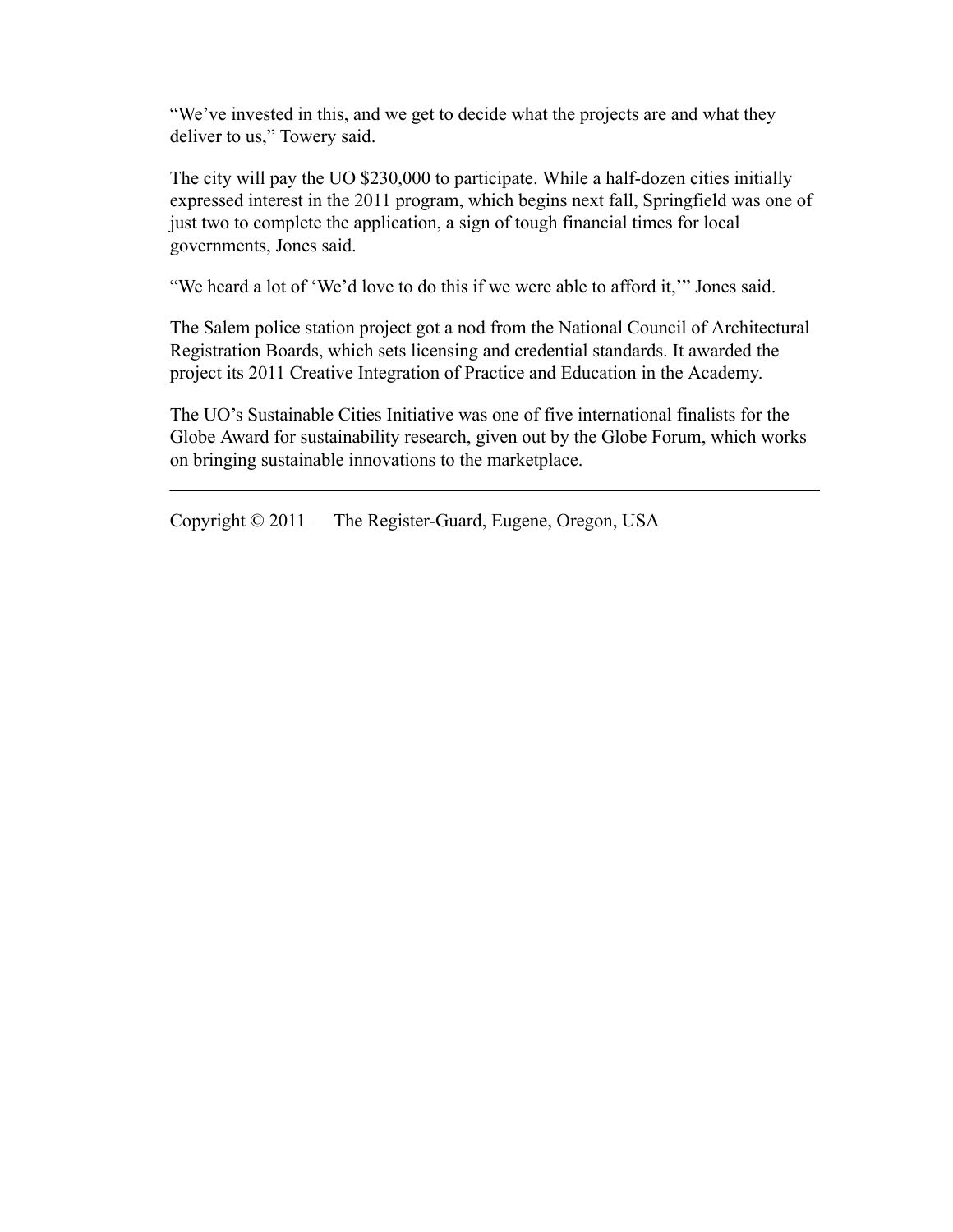“We’ve invested in this, and we get to decide what the projects are and what they deliver to us,” Towery said.

The city will pay the UO $230,000 to participate. While a half-dozen cities initially expressed interest in the 2011 program, which begins next fall, Springfield was one of just two to complete the application, a sign of tough financial times for local governments, Jones said.

“We heard a lot of ‘We’d love to do this if we were able to afford it,’” Jones said.

The Salem police station project got a nod from the National Council of Architectural Registration Boards, which sets licensing and credential standards. It awarded the project its 2011 Creative Integration of Practice and Education in the Academy.

The UO’s Sustainable Cities Initiative was one of five international finalists for the Globe Award for sustainability research, given out by the Globe Forum, which works on bringing sustainable innovations to the marketplace.

---

Copyright © 2011 — The Register-Guard, Eugene, Oregon, USA